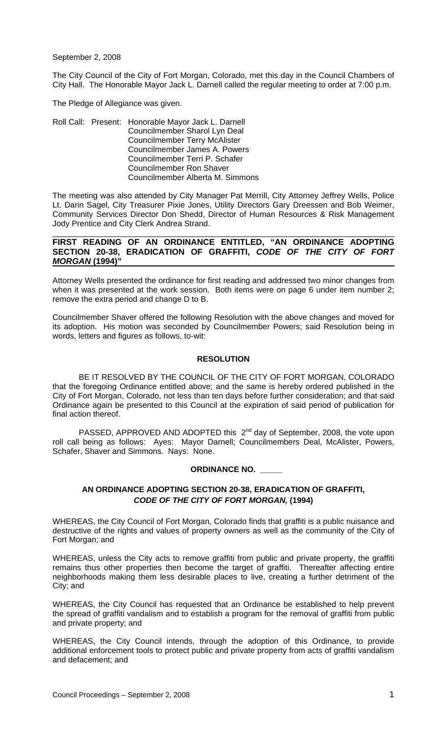September 2, 2008

The City Council of the City of Fort Morgan, Colorado, met this day in the Council Chambers of City Hall. The Honorable Mayor Jack L. Darnell called the regular meeting to order at 7:00 p.m.

The Pledge of Allegiance was given.

Roll Call: Present: Honorable Mayor Jack L. Darnell
Councilmember Sharol Lyn Deal
Councilmember Terry McAlister
Councilmember James A. Powers
Councilmember Terri P. Schafer
Councilmember Ron Shaver
Councilmember Alberta M. Simmons

The meeting was also attended by City Manager Pat Merrill, City Attorney Jeffrey Wells, Police Lt. Darin Sagel, City Treasurer Pixie Jones, Utility Directors Gary Dreessen and Bob Weimer, Community Services Director Don Shedd, Director of Human Resources & Risk Management Jody Prentice and City Clerk Andrea Strand.

**FIRST READING OF AN ORDINANCE ENTITLED, "AN ORDINANCE ADOPTING SECTION 20-38, ERADICATION OF GRAFFITI, *CODE OF THE CITY OF FORT MORGAN* (1994)"**

Attorney Wells presented the ordinance for first reading and addressed two minor changes from when it was presented at the work session. Both items were on page 6 under item number 2; remove the extra period and change D to B.

Councilmember Shaver offered the following Resolution with the above changes and moved for its adoption. His motion was seconded by Councilmember Powers; said Resolution being in words, letters and figures as follows, to-wit:

**RESOLUTION**

BE IT RESOLVED BY THE COUNCIL OF THE CITY OF FORT MORGAN, COLORADO that the foregoing Ordinance entitled above; and the same is hereby ordered published in the City of Fort Morgan, Colorado, not less than ten days before further consideration; and that said Ordinance again be presented to this Council at the expiration of said period of publication for final action thereof.

PASSED, APPROVED AND ADOPTED this 2nd day of September, 2008, the vote upon roll call being as follows: Ayes: Mayor Darnell; Councilmembers Deal, McAlister, Powers, Schafer, Shaver and Simmons. Nays: None.

**ORDINANCE NO. \_\_\_\_\_**

**AN ORDINANCE ADOPTING SECTION 20-38, ERADICATION OF GRAFFITI, *CODE OF THE CITY OF FORT MORGAN,* (1994)**

WHEREAS, the City Council of Fort Morgan, Colorado finds that graffiti is a public nuisance and destructive of the rights and values of property owners as well as the community of the City of Fort Morgan; and

WHEREAS, unless the City acts to remove graffiti from public and private property, the graffiti remains thus other properties then become the target of graffiti. Thereafter affecting entire neighborhoods making them less desirable places to live, creating a further detriment of the City; and

WHEREAS, the City Council has requested that an Ordinance be established to help prevent the spread of graffiti vandalism and to establish a program for the removal of graffiti from public and private property; and

WHEREAS, the City Council intends, through the adoption of this Ordinance, to provide additional enforcement tools to protect public and private property from acts of graffiti vandalism and defacement; and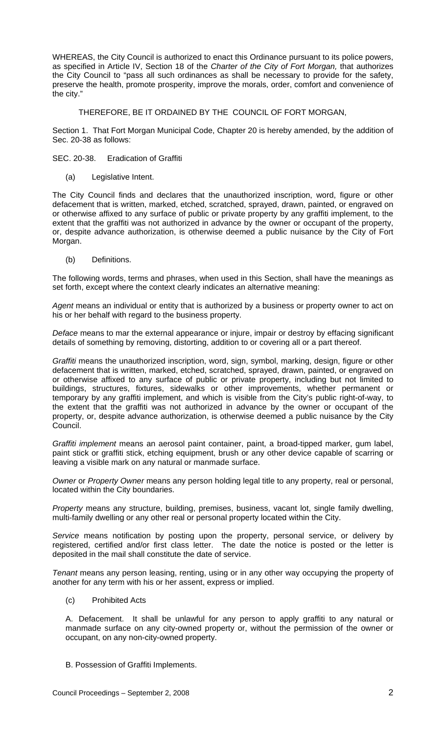WHEREAS, the City Council is authorized to enact this Ordinance pursuant to its police powers, as specified in Article IV, Section 18 of the *Charter of the City of Fort Morgan,* that authorizes the City Council to "pass all such ordinances as shall be necessary to provide for the safety, preserve the health, promote prosperity, improve the morals, order, comfort and convenience of the city."

THEREFORE, BE IT ORDAINED BY THE COUNCIL OF FORT MORGAN,

Section 1. That Fort Morgan Municipal Code, Chapter 20 is hereby amended, by the addition of Sec. 20-38 as follows:

SEC. 20-38. Eradication of Graffiti

(a) Legislative Intent.

The City Council finds and declares that the unauthorized inscription, word, figure or other defacement that is written, marked, etched, scratched, sprayed, drawn, painted, or engraved on or otherwise affixed to any surface of public or private property by any graffiti implement, to the extent that the graffiti was not authorized in advance by the owner or occupant of the property, or, despite advance authorization, is otherwise deemed a public nuisance by the City of Fort Morgan.

(b) Definitions.

The following words, terms and phrases, when used in this Section, shall have the meanings as set forth, except where the context clearly indicates an alternative meaning:

*Agent* means an individual or entity that is authorized by a business or property owner to act on his or her behalf with regard to the business property.

*Deface* means to mar the external appearance or injure, impair or destroy by effacing significant details of something by removing, distorting, addition to or covering all or a part thereof.

*Graffiti* means the unauthorized inscription, word, sign, symbol, marking, design, figure or other defacement that is written, marked, etched, scratched, sprayed, drawn, painted, or engraved on or otherwise affixed to any surface of public or private property, including but not limited to buildings, structures, fixtures, sidewalks or other improvements, whether permanent or temporary by any graffiti implement, and which is visible from the City's public right-of-way, to the extent that the graffiti was not authorized in advance by the owner or occupant of the property, or, despite advance authorization, is otherwise deemed a public nuisance by the City Council.

*Graffiti implement* means an aerosol paint container, paint, a broad-tipped marker, gum label, paint stick or graffiti stick, etching equipment, brush or any other device capable of scarring or leaving a visible mark on any natural or manmade surface.

*Owner* or *Property Owner* means any person holding legal title to any property, real or personal, located within the City boundaries.

*Property* means any structure, building, premises, business, vacant lot, single family dwelling, multi-family dwelling or any other real or personal property located within the City.

*Service* means notification by posting upon the property, personal service, or delivery by registered, certified and/or first class letter. The date the notice is posted or the letter is deposited in the mail shall constitute the date of service.

*Tenant* means any person leasing, renting, using or in any other way occupying the property of another for any term with his or her assent, express or implied.

(c) Prohibited Acts

A. Defacement. It shall be unlawful for any person to apply graffiti to any natural or manmade surface on any city-owned property or, without the permission of the owner or occupant, on any non-city-owned property.

B. Possession of Graffiti Implements.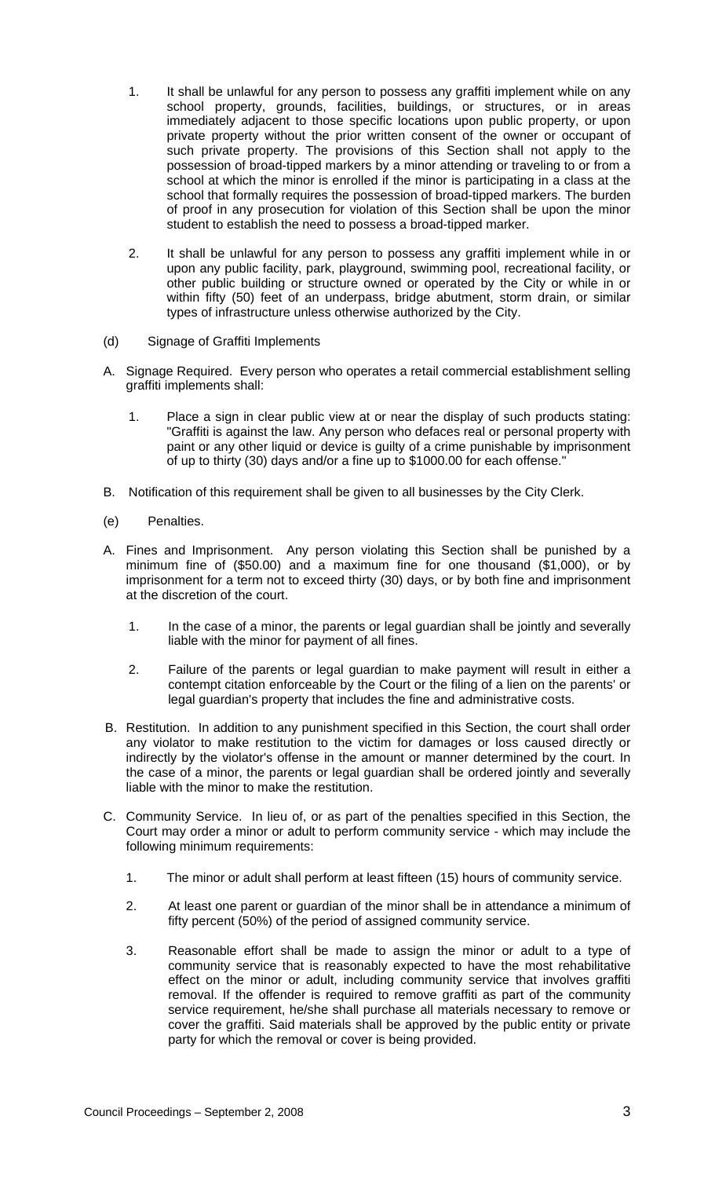1. It shall be unlawful for any person to possess any graffiti implement while on any school property, grounds, facilities, buildings, or structures, or in areas immediately adjacent to those specific locations upon public property, or upon private property without the prior written consent of the owner or occupant of such private property. The provisions of this Section shall not apply to the possession of broad-tipped markers by a minor attending or traveling to or from a school at which the minor is enrolled if the minor is participating in a class at the school that formally requires the possession of broad-tipped markers. The burden of proof in any prosecution for violation of this Section shall be upon the minor student to establish the need to possess a broad-tipped marker.

2. It shall be unlawful for any person to possess any graffiti implement while in or upon any public facility, park, playground, swimming pool, recreational facility, or other public building or structure owned or operated by the City or while in or within fifty (50) feet of an underpass, bridge abutment, storm drain, or similar types of infrastructure unless otherwise authorized by the City.

(d) Signage of Graffiti Implements

A. Signage Required. Every person who operates a retail commercial establishment selling graffiti implements shall:

1. Place a sign in clear public view at or near the display of such products stating: "Graffiti is against the law. Any person who defaces real or personal property with paint or any other liquid or device is guilty of a crime punishable by imprisonment of up to thirty (30) days and/or a fine up to $1000.00 for each offense."

B. Notification of this requirement shall be given to all businesses by the City Clerk.

(e) Penalties.

A. Fines and Imprisonment. Any person violating this Section shall be punished by a minimum fine of ($50.00) and a maximum fine for one thousand ($1,000), or by imprisonment for a term not to exceed thirty (30) days, or by both fine and imprisonment at the discretion of the court.

1. In the case of a minor, the parents or legal guardian shall be jointly and severally liable with the minor for payment of all fines.

2. Failure of the parents or legal guardian to make payment will result in either a contempt citation enforceable by the Court or the filing of a lien on the parents' or legal guardian's property that includes the fine and administrative costs.

B. Restitution. In addition to any punishment specified in this Section, the court shall order any violator to make restitution to the victim for damages or loss caused directly or indirectly by the violator's offense in the amount or manner determined by the court. In the case of a minor, the parents or legal guardian shall be ordered jointly and severally liable with the minor to make the restitution.

C. Community Service. In lieu of, or as part of the penalties specified in this Section, the Court may order a minor or adult to perform community service - which may include the following minimum requirements:

1. The minor or adult shall perform at least fifteen (15) hours of community service.

2. At least one parent or guardian of the minor shall be in attendance a minimum of fifty percent (50%) of the period of assigned community service.

3. Reasonable effort shall be made to assign the minor or adult to a type of community service that is reasonably expected to have the most rehabilitative effect on the minor or adult, including community service that involves graffiti removal. If the offender is required to remove graffiti as part of the community service requirement, he/she shall purchase all materials necessary to remove or cover the graffiti. Said materials shall be approved by the public entity or private party for which the removal or cover is being provided.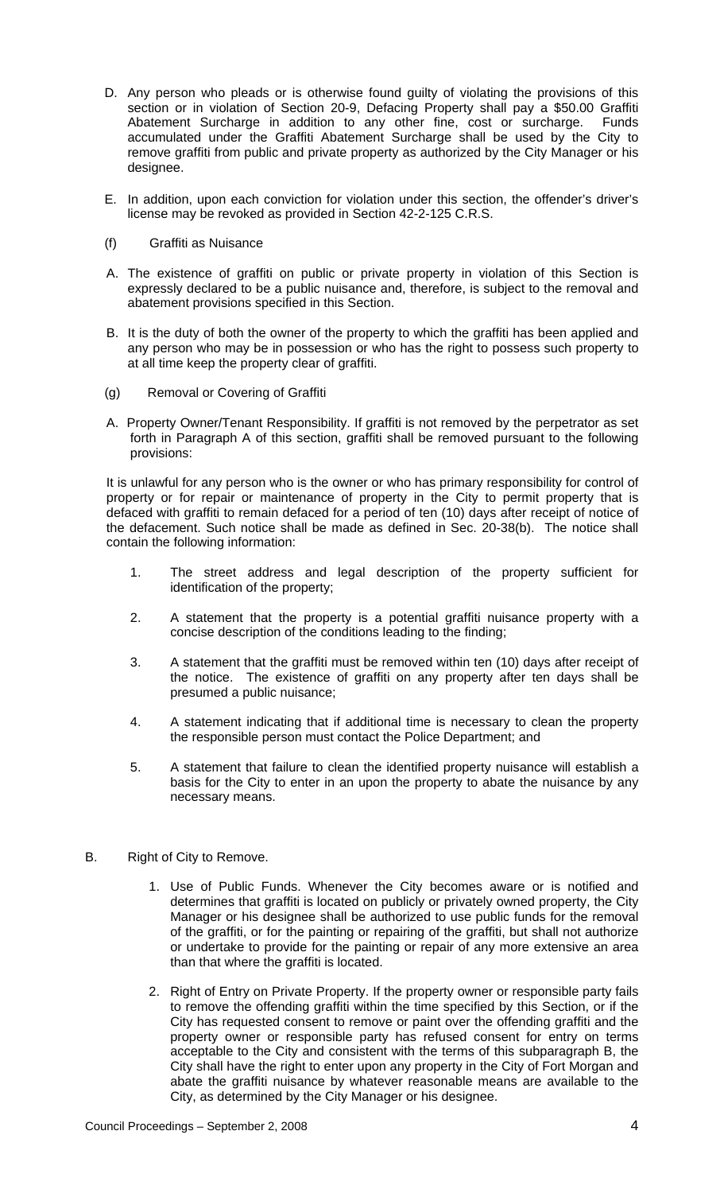D. Any person who pleads or is otherwise found guilty of violating the provisions of this section or in violation of Section 20-9, Defacing Property shall pay a $50.00 Graffiti Abatement Surcharge in addition to any other fine, cost or surcharge. Funds accumulated under the Graffiti Abatement Surcharge shall be used by the City to remove graffiti from public and private property as authorized by the City Manager or his designee.

E. In addition, upon each conviction for violation under this section, the offender's driver's license may be revoked as provided in Section 42-2-125 C.R.S.

(f) Graffiti as Nuisance

A. The existence of graffiti on public or private property in violation of this Section is expressly declared to be a public nuisance and, therefore, is subject to the removal and abatement provisions specified in this Section.

B. It is the duty of both the owner of the property to which the graffiti has been applied and any person who may be in possession or who has the right to possess such property to at all time keep the property clear of graffiti.

(g) Removal or Covering of Graffiti

A. Property Owner/Tenant Responsibility. If graffiti is not removed by the perpetrator as set forth in Paragraph A of this section, graffiti shall be removed pursuant to the following provisions:

It is unlawful for any person who is the owner or who has primary responsibility for control of property or for repair or maintenance of property in the City to permit property that is defaced with graffiti to remain defaced for a period of ten (10) days after receipt of notice of the defacement. Such notice shall be made as defined in Sec. 20-38(b). The notice shall contain the following information:

1. The street address and legal description of the property sufficient for identification of the property;

2. A statement that the property is a potential graffiti nuisance property with a concise description of the conditions leading to the finding;

3. A statement that the graffiti must be removed within ten (10) days after receipt of the notice. The existence of graffiti on any property after ten days shall be presumed a public nuisance;

4. A statement indicating that if additional time is necessary to clean the property the responsible person must contact the Police Department; and

5. A statement that failure to clean the identified property nuisance will establish a basis for the City to enter in an upon the property to abate the nuisance by any necessary means.

B. Right of City to Remove.

1. Use of Public Funds. Whenever the City becomes aware or is notified and determines that graffiti is located on publicly or privately owned property, the City Manager or his designee shall be authorized to use public funds for the removal of the graffiti, or for the painting or repairing of the graffiti, but shall not authorize or undertake to provide for the painting or repair of any more extensive an area than that where the graffiti is located.

2. Right of Entry on Private Property. If the property owner or responsible party fails to remove the offending graffiti within the time specified by this Section, or if the City has requested consent to remove or paint over the offending graffiti and the property owner or responsible party has refused consent for entry on terms acceptable to the City and consistent with the terms of this subparagraph B, the City shall have the right to enter upon any property in the City of Fort Morgan and abate the graffiti nuisance by whatever reasonable means are available to the City, as determined by the City Manager or his designee.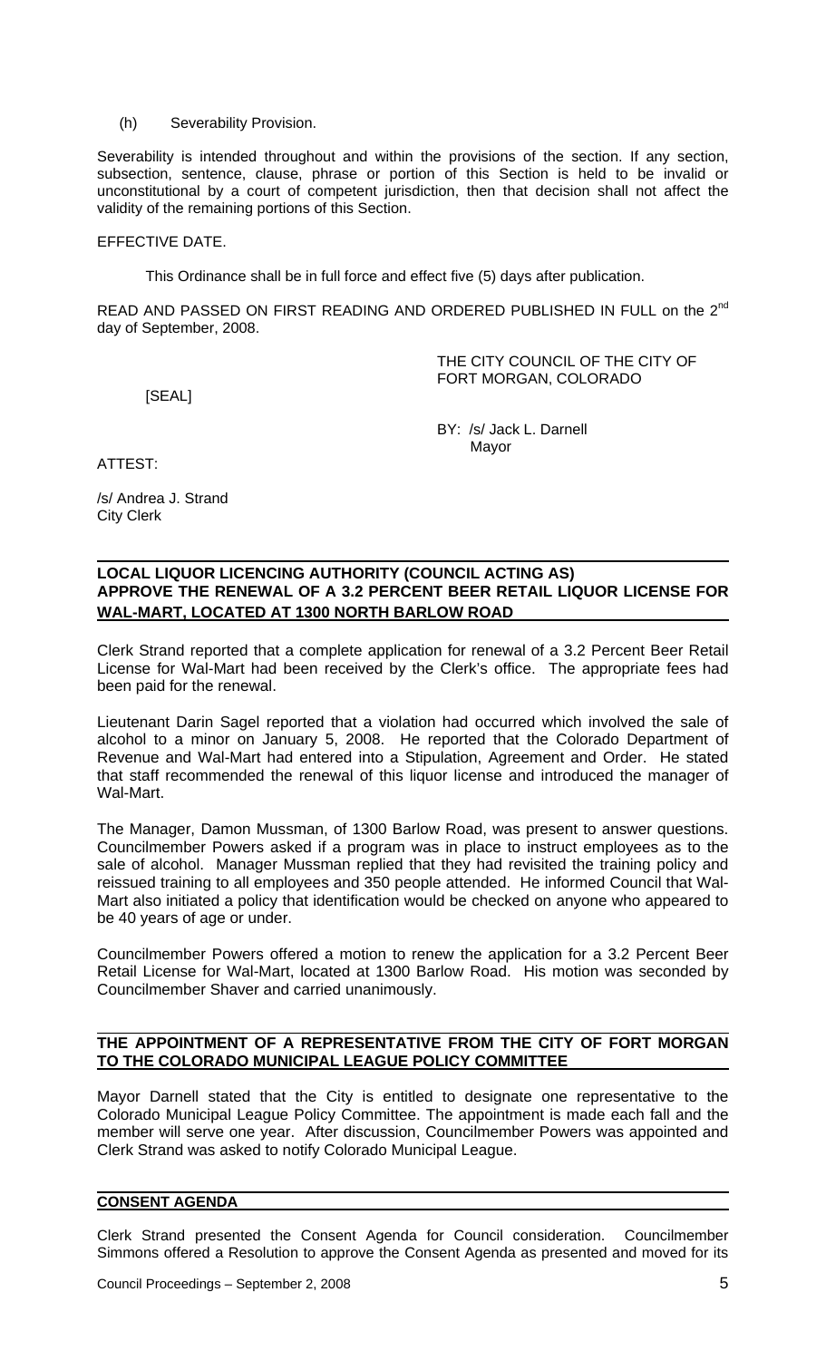(h) Severability Provision.

Severability is intended throughout and within the provisions of the section. If any section, subsection, sentence, clause, phrase or portion of this Section is held to be invalid or unconstitutional by a court of competent jurisdiction, then that decision shall not affect the validity of the remaining portions of this Section.

EFFECTIVE DATE.

This Ordinance shall be in full force and effect five (5) days after publication.

READ AND PASSED ON FIRST READING AND ORDERED PUBLISHED IN FULL on the 2nd day of September, 2008.

THE CITY COUNCIL OF THE CITY OF FORT MORGAN, COLORADO

[SEAL]

BY: /s/ Jack L. Darnell
Mayor

ATTEST:

/s/ Andrea J. Strand
City Clerk

**LOCAL LIQUOR LICENCING AUTHORITY (COUNCIL ACTING AS) APPROVE THE RENEWAL OF A 3.2 PERCENT BEER RETAIL LIQUOR LICENSE FOR WAL-MART, LOCATED AT 1300 NORTH BARLOW ROAD**

Clerk Strand reported that a complete application for renewal of a 3.2 Percent Beer Retail License for Wal-Mart had been received by the Clerk's office. The appropriate fees had been paid for the renewal.

Lieutenant Darin Sagel reported that a violation had occurred which involved the sale of alcohol to a minor on January 5, 2008. He reported that the Colorado Department of Revenue and Wal-Mart had entered into a Stipulation, Agreement and Order. He stated that staff recommended the renewal of this liquor license and introduced the manager of Wal-Mart.

The Manager, Damon Mussman, of 1300 Barlow Road, was present to answer questions. Councilmember Powers asked if a program was in place to instruct employees as to the sale of alcohol. Manager Mussman replied that they had revisited the training policy and reissued training to all employees and 350 people attended. He informed Council that Wal-Mart also initiated a policy that identification would be checked on anyone who appeared to be 40 years of age or under.

Councilmember Powers offered a motion to renew the application for a 3.2 Percent Beer Retail License for Wal-Mart, located at 1300 Barlow Road. His motion was seconded by Councilmember Shaver and carried unanimously.

**THE APPOINTMENT OF A REPRESENTATIVE FROM THE CITY OF FORT MORGAN TO THE COLORADO MUNICIPAL LEAGUE POLICY COMMITTEE**

Mayor Darnell stated that the City is entitled to designate one representative to the Colorado Municipal League Policy Committee. The appointment is made each fall and the member will serve one year. After discussion, Councilmember Powers was appointed and Clerk Strand was asked to notify Colorado Municipal League.

**CONSENT AGENDA**

Clerk Strand presented the Consent Agenda for Council consideration. Councilmember Simmons offered a Resolution to approve the Consent Agenda as presented and moved for its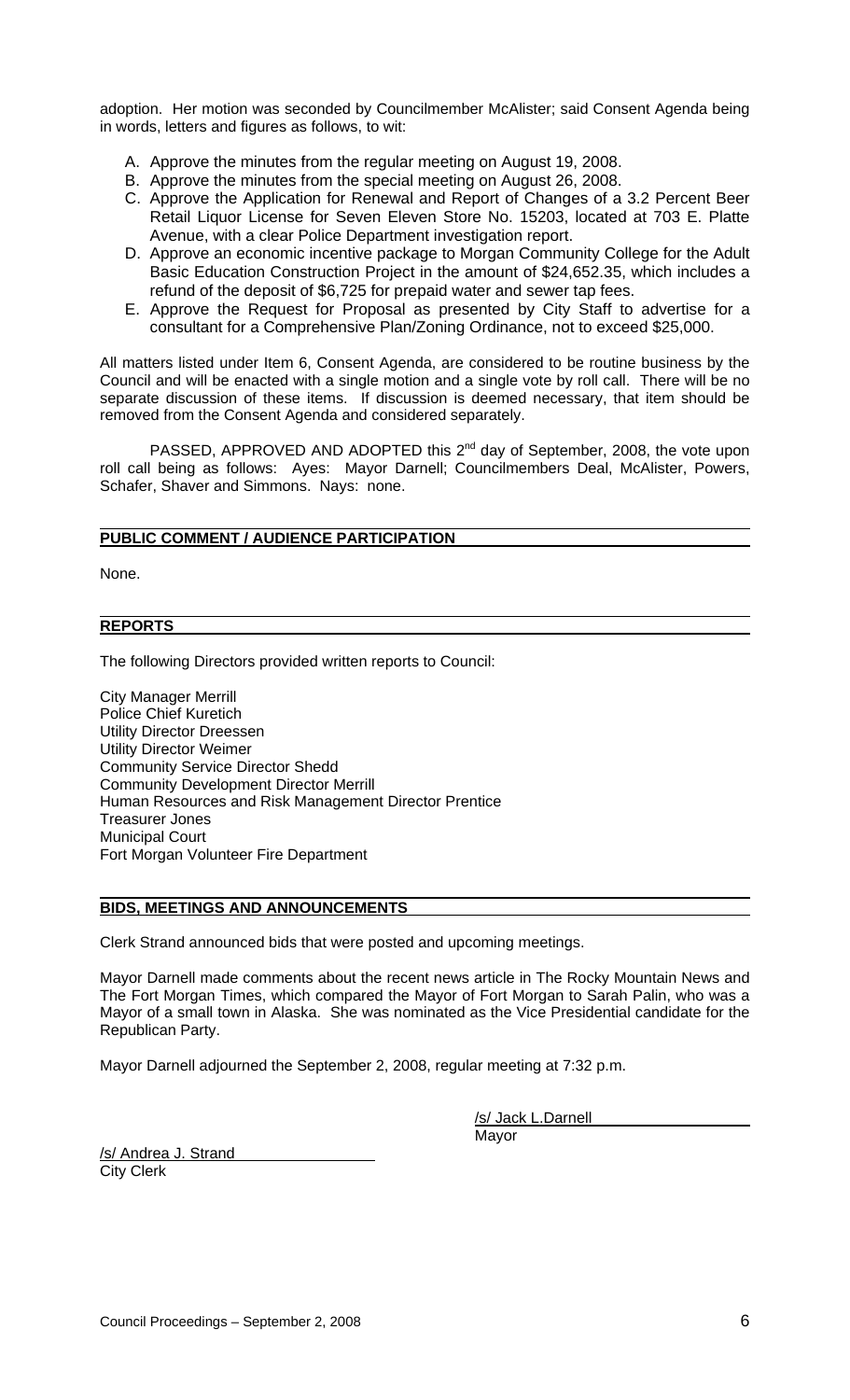adoption. Her motion was seconded by Councilmember McAlister; said Consent Agenda being in words, letters and figures as follows, to wit:

A. Approve the minutes from the regular meeting on August 19, 2008.
B. Approve the minutes from the special meeting on August 26, 2008.
C. Approve the Application for Renewal and Report of Changes of a 3.2 Percent Beer Retail Liquor License for Seven Eleven Store No. 15203, located at 703 E. Platte Avenue, with a clear Police Department investigation report.
D. Approve an economic incentive package to Morgan Community College for the Adult Basic Education Construction Project in the amount of $24,652.35, which includes a refund of the deposit of $6,725 for prepaid water and sewer tap fees.
E. Approve the Request for Proposal as presented by City Staff to advertise for a consultant for a Comprehensive Plan/Zoning Ordinance, not to exceed $25,000.

All matters listed under Item 6, Consent Agenda, are considered to be routine business by the Council and will be enacted with a single motion and a single vote by roll call. There will be no separate discussion of these items. If discussion is deemed necessary, that item should be removed from the Consent Agenda and considered separately.

PASSED, APPROVED AND ADOPTED this 2nd day of September, 2008, the vote upon roll call being as follows: Ayes: Mayor Darnell; Councilmembers Deal, McAlister, Powers, Schafer, Shaver and Simmons. Nays: none.

**PUBLIC COMMENT / AUDIENCE PARTICIPATION**

None.

**REPORTS**

The following Directors provided written reports to Council:

City Manager Merrill
Police Chief Kuretich
Utility Director Dreessen
Utility Director Weimer
Community Service Director Shedd
Community Development Director Merrill
Human Resources and Risk Management Director Prentice
Treasurer Jones
Municipal Court
Fort Morgan Volunteer Fire Department

**BIDS, MEETINGS AND ANNOUNCEMENTS**

Clerk Strand announced bids that were posted and upcoming meetings.

Mayor Darnell made comments about the recent news article in The Rocky Mountain News and The Fort Morgan Times, which compared the Mayor of Fort Morgan to Sarah Palin, who was a Mayor of a small town in Alaska. She was nominated as the Vice Presidential candidate for the Republican Party.

Mayor Darnell adjourned the September 2, 2008, regular meeting at 7:32 p.m.

/s/ Jack L.Darnell
Mayor

/s/ Andrea J. Strand
City Clerk